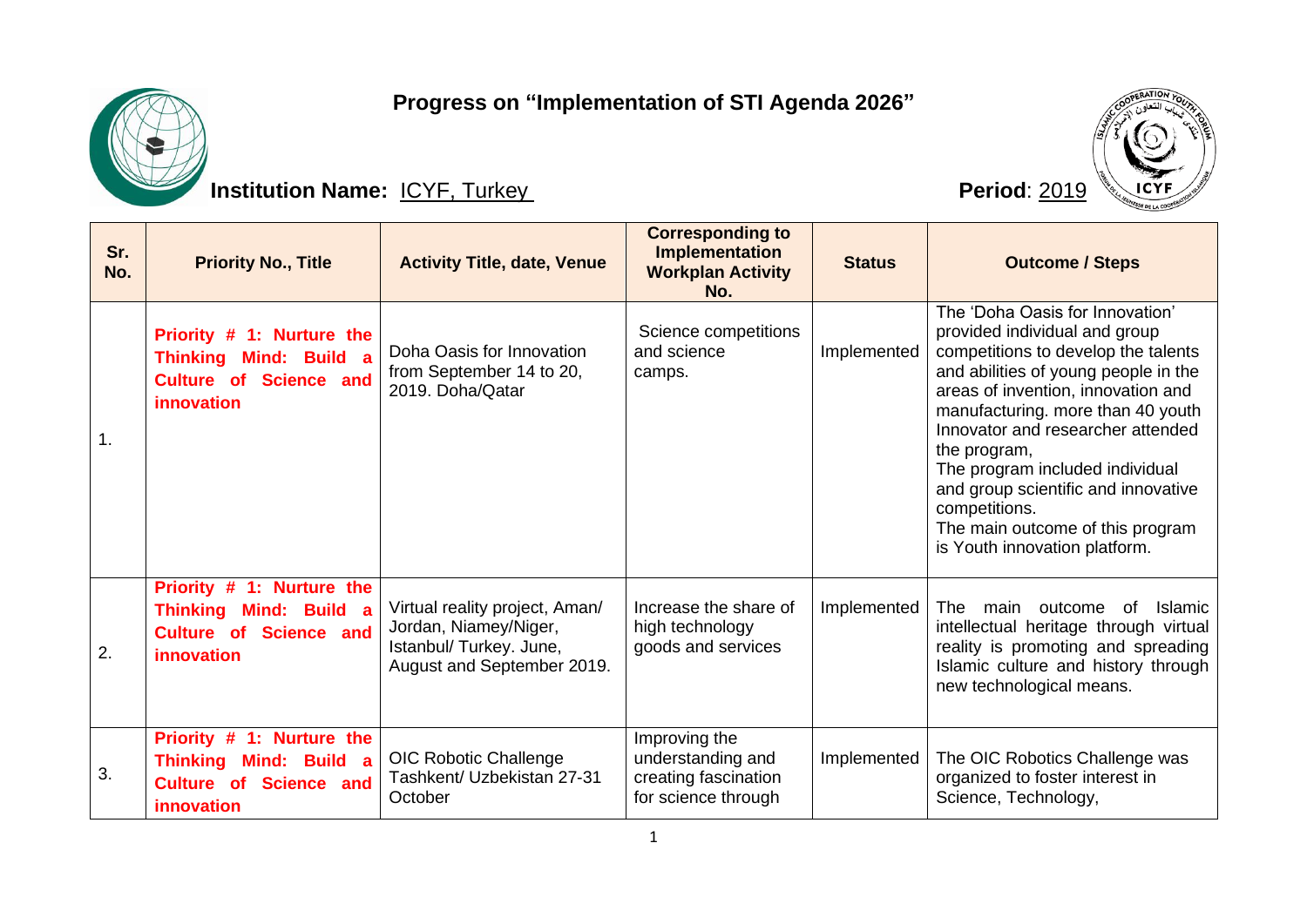# Progress on "Implementation of STI Agenda 2026"

**Institution Name:** ICYF, Turkey

**Period**: 2019

| Sr. No. | Priority No., Title | Activity Title, date, Venue | Corresponding to Implementation Workplan Activity No. | Status | Outcome / Steps |
|---|---|---|---|---|---|
| 1. | **Priority # 1: Nurture the Thinking Mind: Build a Culture of Science and innovation** | Doha Oasis for Innovation from September 14 to 20, 2019. Doha/Qatar | Science competitions and science camps. | Implemented | The 'Doha Oasis for Innovation' provided individual and group competitions to develop the talents and abilities of young people in the areas of invention, innovation and manufacturing. more than 40 youth Innovator and researcher attended the program, The program included individual and group scientific and innovative competitions. The main outcome of this program is Youth innovation platform. |
| 2. | **Priority # 1: Nurture the Thinking Mind: Build a Culture of Science and innovation** | Virtual reality project, Aman/ Jordan, Niamey/Niger, Istanbul/ Turkey. June, August and September 2019. | Increase the share of high technology goods and services | Implemented | The main outcome of Islamic intellectual heritage through virtual reality is promoting and spreading Islamic culture and history through new technological means. |
| 3. | **Priority # 1: Nurture the Thinking Mind: Build a Culture of Science and innovation** | OIC Robotic Challenge Tashkent/ Uzbekistan 27-31 October | Improving the understanding and creating fascination for science through | Implemented | The OIC Robotics Challenge was organized to foster interest in Science, Technology, |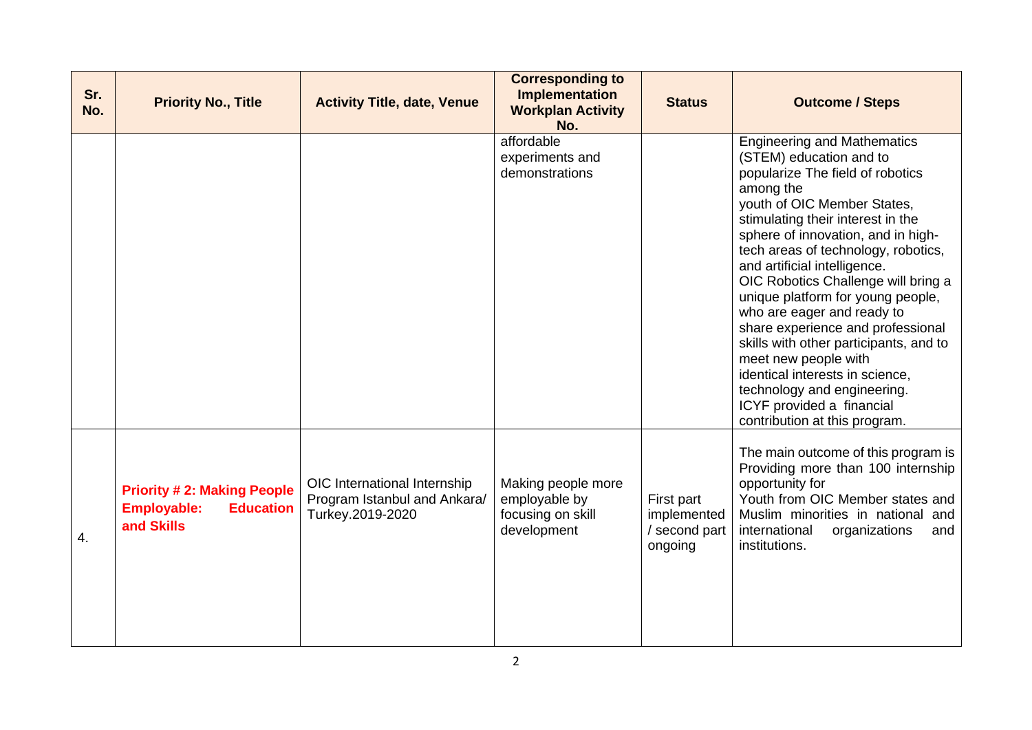| Sr. No. | Priority No., Title | Activity Title, date, Venue | Corresponding to Implementation Workplan Activity No. | Status | Outcome / Steps |
|---|---|---|---|---|---|
| | | | affordable experiments and demonstrations | | Engineering and Mathematics (STEM) education and to popularize The field of robotics among the youth of OIC Member States, stimulating their interest in the sphere of innovation, and in high-tech areas of technology, robotics, and artificial intelligence. OIC Robotics Challenge will bring a unique platform for young people, who are eager and ready to share experience and professional skills with other participants, and to meet new people with identical interests in science, technology and engineering. ICYF provided a financial contribution at this program. |
| 4. | **Priority # 2: Making People Employable: Education and Skills** | OIC International Internship Program Istanbul and Ankara/ Turkey.2019-2020 | Making people more employable by focusing on skill development | First part implemented / second part ongoing | The main outcome of this program is Providing more than 100 internship opportunity for Youth from OIC Member states and Muslim minorities in national and international organizations and institutions. |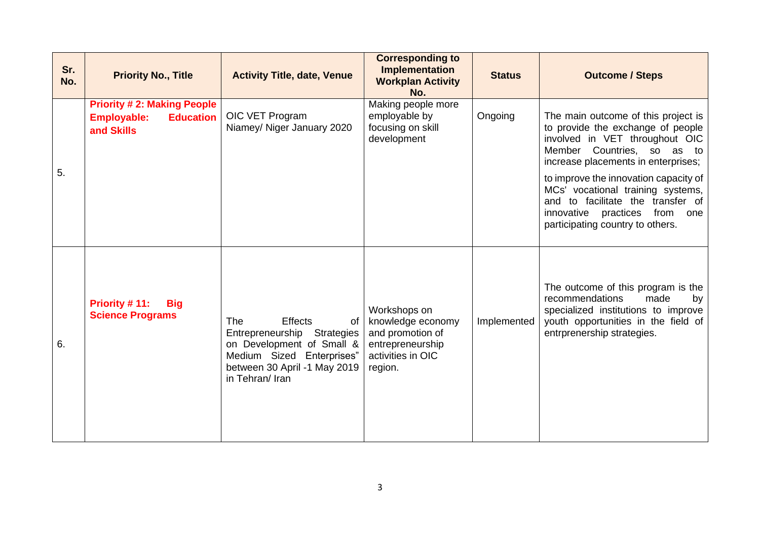| Sr. No. | Priority No., Title | Activity Title, date, Venue | Corresponding to Implementation Workplan Activity No. | Status | Outcome / Steps |
|---|---|---|---|---|---|
| 5. | **Priority # 2: Making People Employable: Education and Skills** | OIC VET Program Niamey/ Niger January 2020 | Making people more employable by focusing on skill development | Ongoing | The main outcome of this project is to provide the exchange of people involved in VET throughout OIC Member Countries, so as to increase placements in enterprises; to improve the innovation capacity of MCs' vocational training systems, and to facilitate the transfer of innovative practices from one participating country to others. |
| 6. | **Priority # 11: Big Science Programs** | The Effects of Entrepreneurship Strategies on Development of Small & Medium Sized Enterprises" between 30 April -1 May 2019 in Tehran/ Iran | Workshops on knowledge economy and promotion of entrepreneurship activities in OIC region. | Implemented | The outcome of this program is the recommendations made by specialized institutions to improve youth opportunities in the field of entrprenership strategies. |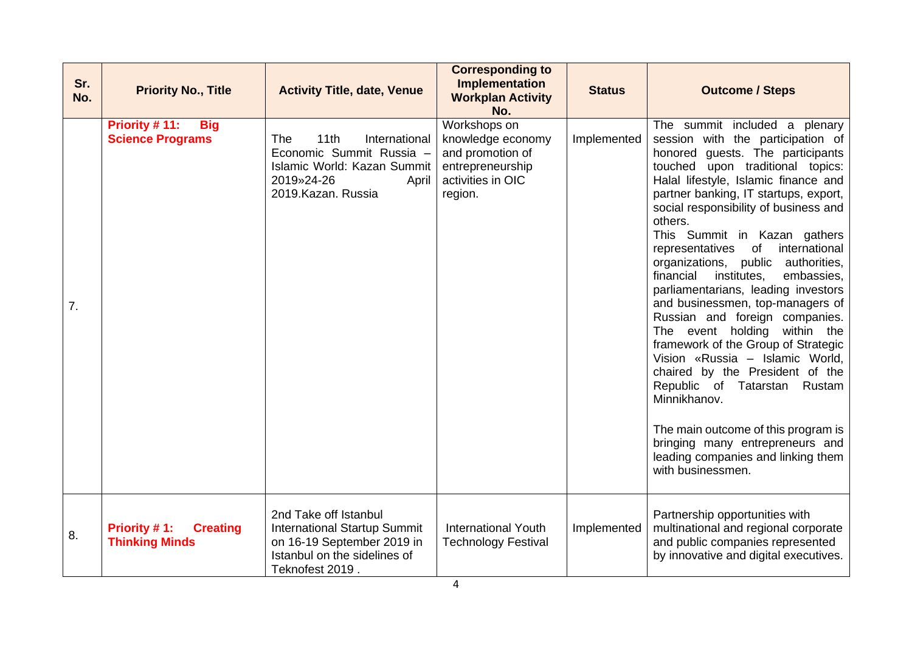| Sr. No. | Priority No., Title | Activity Title, date, Venue | Corresponding to Implementation Workplan Activity No. | Status | Outcome / Steps |
|---|---|---|---|---|---|
| 7. | **Priority # 11: Big Science Programs** | The 11th International Economic Summit Russia – Islamic World: Kazan Summit 2019»24-26 April 2019.Kazan. Russia | Workshops on knowledge economy and promotion of entrepreneurship activities in OIC region. | Implemented | The summit included a plenary session with the participation of honored guests. The participants touched upon traditional topics: Halal lifestyle, Islamic finance and partner banking, IT startups, export, social responsibility of business and others.<br>This Summit in Kazan gathers representatives of international organizations, public authorities, financial institutes, embassies, parliamentarians, leading investors and businessmen, top-managers of Russian and foreign companies. The event holding within the framework of the Group of Strategic Vision «Russia – Islamic World, chaired by the President of the Republic of Tatarstan Rustam Minnikhanov.<br><br>The main outcome of this program is bringing many entrepreneurs and leading companies and linking them with businessmen. |
| 8. | **Priority # 1: Creating Thinking Minds** | 2nd Take off Istanbul International Startup Summit on 16-19 September 2019 in Istanbul on the sidelines of Teknofest 2019 . | International Youth Technology Festival | Implemented | Partnership opportunities with multinational and regional corporate and public companies represented by innovative and digital executives. |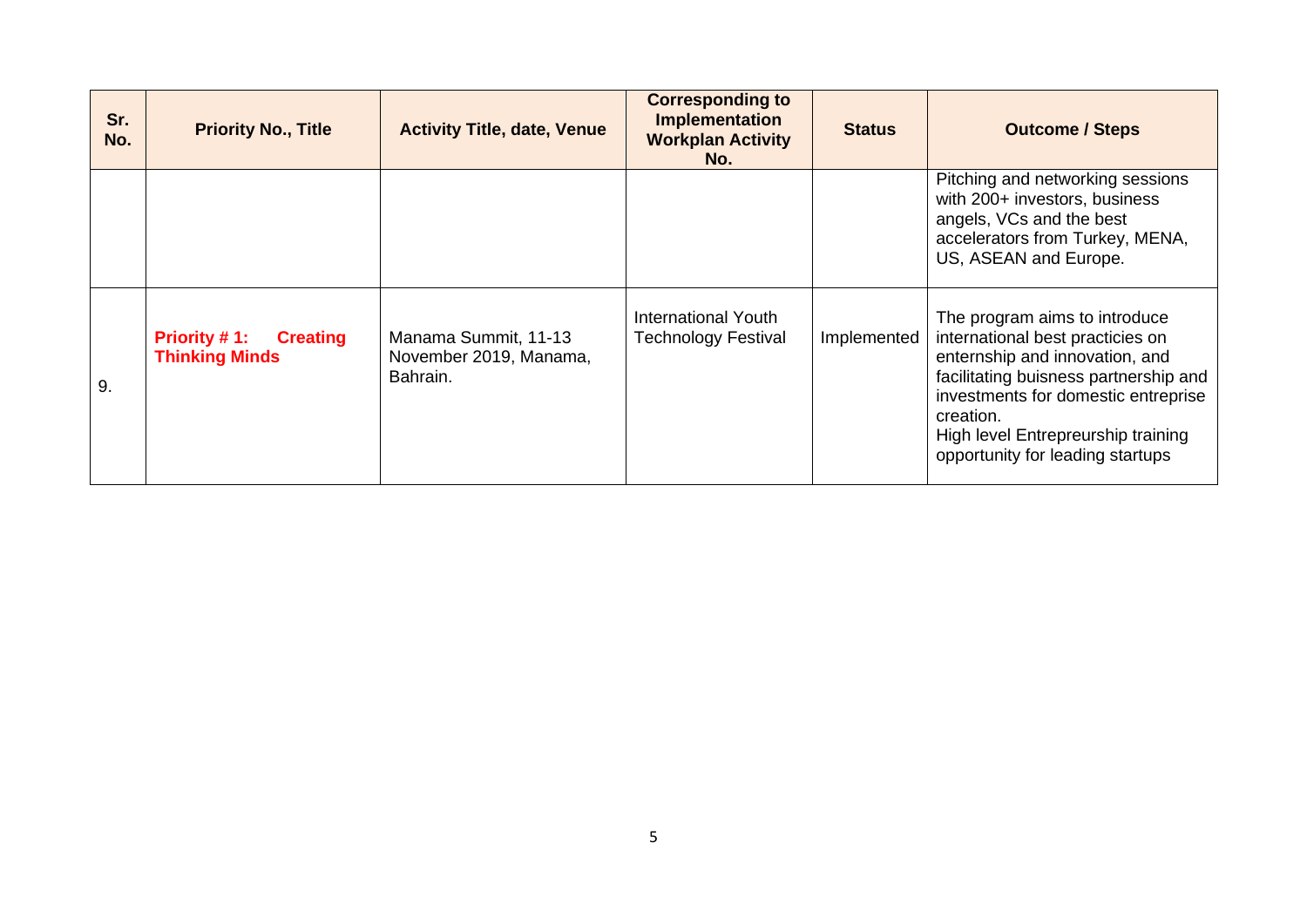| Sr. No. | Priority No., Title | Activity Title, date, Venue | Corresponding to Implementation Workplan Activity No. | Status | Outcome / Steps |
|---|---|---|---|---|---|
| | | | | | Pitching and networking sessions with 200+ investors, business angels, VCs and the best accelerators from Turkey, MENA, US, ASEAN and Europe. |
| 9. | **Priority # 1: Creating Thinking Minds** | Manama Summit, 11-13 November 2019, Manama, Bahrain. | International Youth Technology Festival | Implemented | The program aims to introduce international best practicies on enternship and innovation, and facilitating buisness partnership and investments for domestic entreprise creation.<br>High level Entrepreurship training opportunity for leading startups |